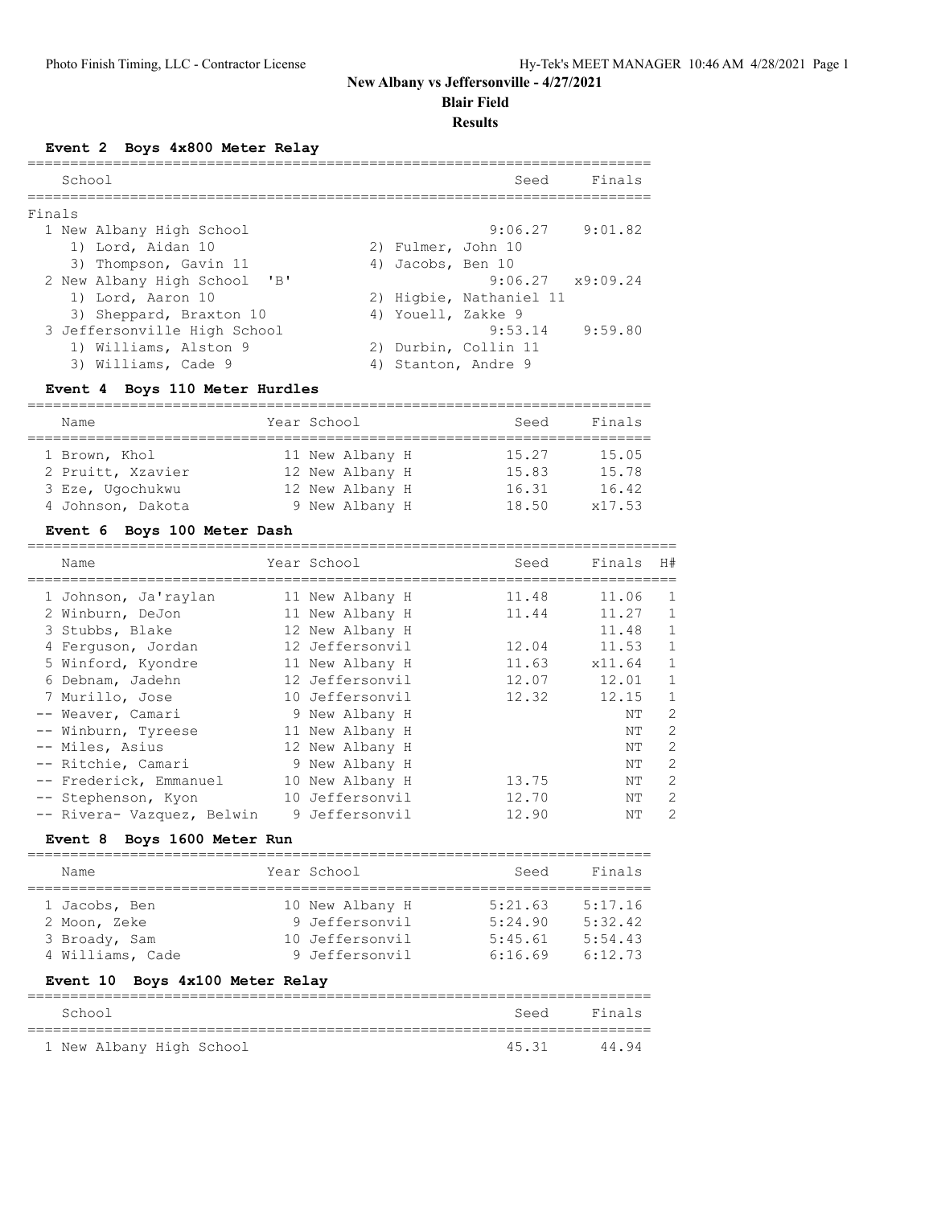# New Albany vs Jeffersonville - 4/27/2021

## Blair Field

### Results

**Event 2 Boys 4x800 Meter Relay**

| | School | Seed | Finals |
|---|---|---|---|
| **Finals** | | | |
| 1 | New Albany High School | 9:06.27 | 9:01.82 |
| | 1) Lord, Aidan 10; 2) Fulmer, John 10; 3) Thompson, Gavin 11; 4) Jacobs, Ben 10 | | |
| 2 | New Albany High School 'B' | 9:06.27 | x9:09.24 |
| | 1) Lord, Aaron 10; 2) Higbie, Nathaniel 11; 3) Sheppard, Braxton 10; 4) Youell, Zakke 9 | | |
| 3 | Jeffersonville High School | 9:53.14 | 9:59.80 |
| | 1) Williams, Alston 9; 2) Durbin, Collin 11; 3) Williams, Cade 9; 4) Stanton, Andre 9 | | |

**Event 4 Boys 110 Meter Hurdles**

| | Name | Year | School | Seed | Finals |
|---|---|---|---|---|---|
| 1 | Brown, Khol | 11 | New Albany H | 15.27 | 15.05 |
| 2 | Pruitt, Xzavier | 12 | New Albany H | 15.83 | 15.78 |
| 3 | Eze, Ugochukwu | 12 | New Albany H | 16.31 | 16.42 |
| 4 | Johnson, Dakota | 9 | New Albany H | 18.50 | x17.53 |

**Event 6 Boys 100 Meter Dash**

| | Name | Year | School | Seed | Finals | H# |
|---|---|---|---|---|---|---|
| 1 | Johnson, Ja'raylan | 11 | New Albany H | 11.48 | 11.06 | 1 |
| 2 | Winburn, DeJon | 11 | New Albany H | 11.44 | 11.27 | 1 |
| 3 | Stubbs, Blake | 12 | New Albany H | | 11.48 | 1 |
| 4 | Ferguson, Jordan | 12 | Jeffersonvil | 12.04 | 11.53 | 1 |
| 5 | Winford, Kyondre | 11 | New Albany H | 11.63 | x11.64 | 1 |
| 6 | Debnam, Jadehn | 12 | Jeffersonvil | 12.07 | 12.01 | 1 |
| 7 | Murillo, Jose | 10 | Jeffersonvil | 12.32 | 12.15 | 1 |
| -- | Weaver, Camari | 9 | New Albany H | | NT | 2 |
| -- | Winburn, Tyreese | 11 | New Albany H | | NT | 2 |
| -- | Miles, Asius | 12 | New Albany H | | NT | 2 |
| -- | Ritchie, Camari | 9 | New Albany H | | NT | 2 |
| -- | Frederick, Emmanuel | 10 | New Albany H | 13.75 | NT | 2 |
| -- | Stephenson, Kyon | 10 | Jeffersonvil | 12.70 | NT | 2 |
| -- | Rivera- Vazquez, Belwin | 9 | Jeffersonvil | 12.90 | NT | 2 |

**Event 8 Boys 1600 Meter Run**

| | Name | Year | School | Seed | Finals |
|---|---|---|---|---|---|
| 1 | Jacobs, Ben | 10 | New Albany H | 5:21.63 | 5:17.16 |
| 2 | Moon, Zeke | 9 | Jeffersonvil | 5:24.90 | 5:32.42 |
| 3 | Broady, Sam | 10 | Jeffersonvil | 5:45.61 | 5:54.43 |
| 4 | Williams, Cade | 9 | Jeffersonvil | 6:16.69 | 6:12.73 |

**Event 10 Boys 4x100 Meter Relay**

| | School | Seed | Finals |
|---|---|---|---|
| 1 | New Albany High School | 45.31 | 44.94 |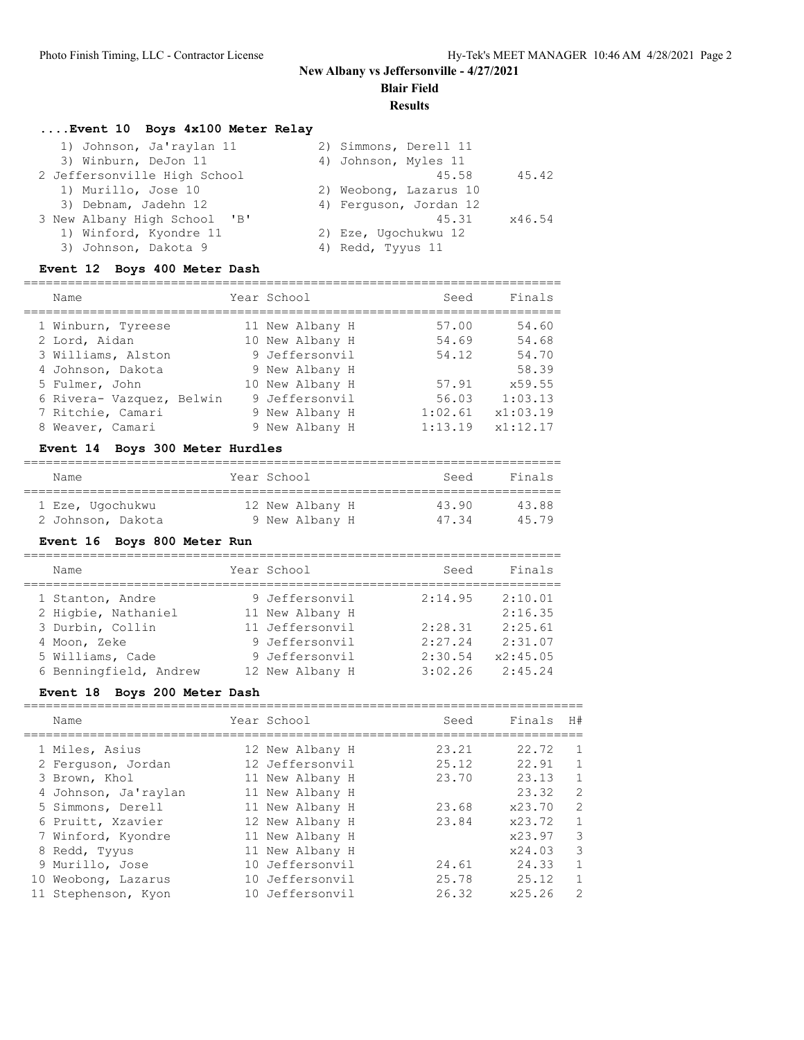# New Albany vs Jeffersonville - 4/27/2021

## Blair Field

### Results

#### ....Event 10 Boys 4x100 Meter Relay

1) Johnson, Ja'raylan 11 — 2) Simmons, Derell 11
3) Winburn, DeJon 11 — 4) Johnson, Myles 11

2 Jeffersonville High School — 45.58 — 45.42
1) Murillo, Jose 10 — 2) Weobong, Lazarus 10
3) Debnam, Jadehn 12 — 4) Ferguson, Jordan 12

3 New Albany High School 'B' — 45.31 — x46.54
1) Winford, Kyondre 11 — 2) Eze, Ugochukwu 12
3) Johnson, Dakota 9 — 4) Redd, Tyyus 11

#### Event 12 Boys 400 Meter Dash

| | Name | Year | School | Seed | Finals |
|---|---|---|---|---|---|
| 1 | Winburn, Tyreese | 11 | New Albany H | 57.00 | 54.60 |
| 2 | Lord, Aidan | 10 | New Albany H | 54.69 | 54.68 |
| 3 | Williams, Alston | 9 | Jeffersonvil | 54.12 | 54.70 |
| 4 | Johnson, Dakota | 9 | New Albany H | | 58.39 |
| 5 | Fulmer, John | 10 | New Albany H | 57.91 | x59.55 |
| 6 | Rivera- Vazquez, Belwin | 9 | Jeffersonvil | 56.03 | 1:03.13 |
| 7 | Ritchie, Camari | 9 | New Albany H | 1:02.61 | x1:03.19 |
| 8 | Weaver, Camari | 9 | New Albany H | 1:13.19 | x1:12.17 |

#### Event 14 Boys 300 Meter Hurdles

| | Name | Year | School | Seed | Finals |
|---|---|---|---|---|---|
| 1 | Eze, Ugochukwu | 12 | New Albany H | 43.90 | 43.88 |
| 2 | Johnson, Dakota | 9 | New Albany H | 47.34 | 45.79 |

#### Event 16 Boys 800 Meter Run

| | Name | Year | School | Seed | Finals |
|---|---|---|---|---|---|
| 1 | Stanton, Andre | 9 | Jeffersonvil | 2:14.95 | 2:10.01 |
| 2 | Higbie, Nathaniel | 11 | New Albany H | | 2:16.35 |
| 3 | Durbin, Collin | 11 | Jeffersonvil | 2:28.31 | 2:25.61 |
| 4 | Moon, Zeke | 9 | Jeffersonvil | 2:27.24 | 2:31.07 |
| 5 | Williams, Cade | 9 | Jeffersonvil | 2:30.54 | x2:45.05 |
| 6 | Benningfield, Andrew | 12 | New Albany H | 3:02.26 | 2:45.24 |

#### Event 18 Boys 200 Meter Dash

| | Name | Year | School | Seed | Finals | H# |
|---|---|---|---|---|---|---|
| 1 | Miles, Asius | 12 | New Albany H | 23.21 | 22.72 | 1 |
| 2 | Ferguson, Jordan | 12 | Jeffersonvil | 25.12 | 22.91 | 1 |
| 3 | Brown, Khol | 11 | New Albany H | 23.70 | 23.13 | 1 |
| 4 | Johnson, Ja'raylan | 11 | New Albany H | | 23.32 | 2 |
| 5 | Simmons, Derell | 11 | New Albany H | 23.68 | x23.70 | 2 |
| 6 | Pruitt, Xzavier | 12 | New Albany H | 23.84 | x23.72 | 1 |
| 7 | Winford, Kyondre | 11 | New Albany H | | x23.97 | 3 |
| 8 | Redd, Tyyus | 11 | New Albany H | | x24.03 | 3 |
| 9 | Murillo, Jose | 10 | Jeffersonvil | 24.61 | 24.33 | 1 |
| 10 | Weobong, Lazarus | 10 | Jeffersonvil | 25.78 | 25.12 | 1 |
| 11 | Stephenson, Kyon | 10 | Jeffersonvil | 26.32 | x25.26 | 2 |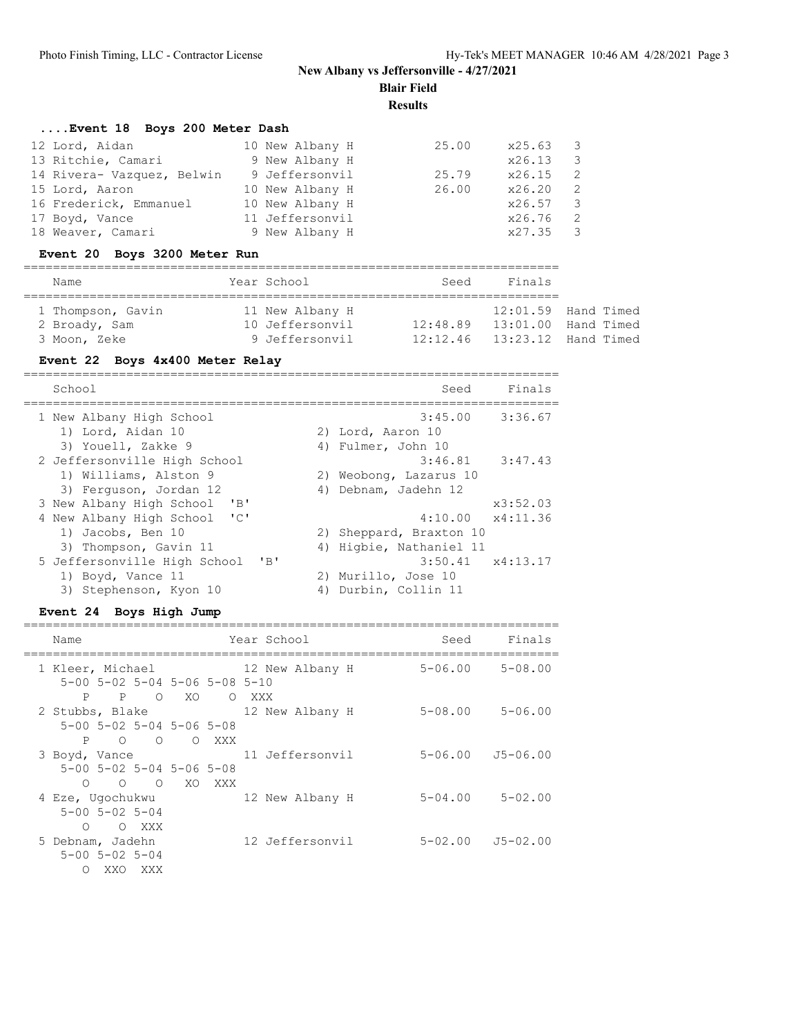# New Albany vs Jeffersonville - 4/27/2021

**Blair Field**

**Results**

### ....Event 18 Boys 200 Meter Dash

| Place | Name | Year | School | Seed | Finals | H |
|---|---|---|---|---|---|---|
| 12 | Lord, Aidan | 10 | New Albany H | 25.00 | x25.63 | 3 |
| 13 | Ritchie, Camari | 9 | New Albany H | | x26.13 | 3 |
| 14 | Rivera- Vazquez, Belwin | 9 | Jeffersonvil | 25.79 | x26.15 | 2 |
| 15 | Lord, Aaron | 10 | New Albany H | 26.00 | x26.20 | 2 |
| 16 | Frederick, Emmanuel | 10 | New Albany H | | x26.57 | 3 |
| 17 | Boyd, Vance | 11 | Jeffersonvil | | x26.76 | 2 |
| 18 | Weaver, Camari | 9 | New Albany H | | x27.35 | 3 |

### Event 20 Boys 3200 Meter Run

| Place | Name | Year | School | Seed | Finals | |
|---|---|---|---|---|---|---|
| 1 | Thompson, Gavin | 11 | New Albany H | | 12:01.59 | Hand Timed |
| 2 | Broady, Sam | 10 | Jeffersonvil | 12:48.89 | 13:01.00 | Hand Timed |
| 3 | Moon, Zeke | 9 | Jeffersonvil | 12:12.46 | 13:23.12 | Hand Timed |

### Event 22 Boys 4x400 Meter Relay

| Place | School | Seed | Finals |
|---|---|---|---|
| 1 | New Albany High School | 3:45.00 | 3:36.67 |
| | 1) Lord, Aidan 10; 2) Lord, Aaron 10; 3) Youell, Zakke 9; 4) Fulmer, John 10 | | |
| 2 | Jeffersonville High School | 3:46.81 | 3:47.43 |
| | 1) Williams, Alston 9; 2) Weobong, Lazarus 10; 3) Ferguson, Jordan 12; 4) Debnam, Jadehn 12 | | |
| 3 | New Albany High School 'B' | | x3:52.03 |
| 4 | New Albany High School 'C' | 4:10.00 | x4:11.36 |
| | 1) Jacobs, Ben 10; 2) Sheppard, Braxton 10; 3) Thompson, Gavin 11; 4) Higbie, Nathaniel 11 | | |
| 5 | Jeffersonville High School 'B' | 3:50.41 | x4:13.17 |
| | 1) Boyd, Vance 11; 2) Murillo, Jose 10; 3) Stephenson, Kyon 10; 4) Durbin, Collin 11 | | |

### Event 24 Boys High Jump

| Place | Name | Year | School | Seed | Finals |
|---|---|---|---|---|---|
| 1 | Kleer, Michael | 12 | New Albany H | 5-06.00 | 5-08.00 |
| | 5-00 P, 5-02 P, 5-04 O, 5-06 XO, 5-08 O, 5-10 XXX | | | | |
| 2 | Stubbs, Blake | 12 | New Albany H | 5-08.00 | 5-06.00 |
| | 5-00 P, 5-02 O, 5-04 O, 5-06 O, 5-08 XXX | | | | |
| 3 | Boyd, Vance | 11 | Jeffersonvil | 5-06.00 | J5-06.00 |
| | 5-00 O, 5-02 O, 5-04 O, 5-06 XO, 5-08 XXX | | | | |
| 4 | Eze, Ugochukwu | 12 | New Albany H | 5-04.00 | 5-02.00 |
| | 5-00 O, 5-02 O, 5-04 XXX | | | | |
| 5 | Debnam, Jadehn | 12 | Jeffersonvil | 5-02.00 | J5-02.00 |
| | 5-00 O, 5-02 XXO, 5-04 XXX | | | | |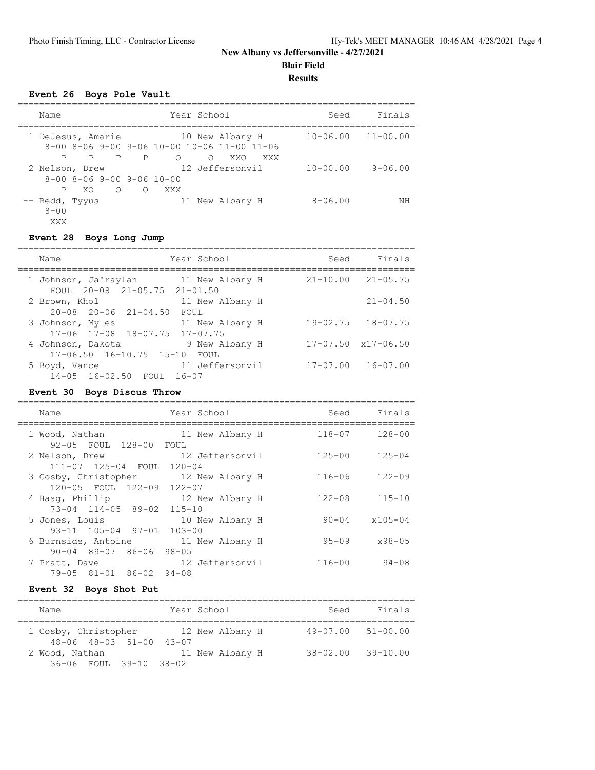## New Albany vs Jeffersonville - 4/27/2021

### Blair Field

### Results

#### Event 26 Boys Pole Vault

| Name | Year | School | Seed | Finals |
|---|---|---|---|---|
| 1 DeJesus, Amarie | 10 | New Albany H | 10-06.00 | 11-00.00 |
| 8-00 8-06 9-00 9-06 10-00 10-06 11-00 11-06 | | | | |
| P P P P O O XXO XXX | | | | |
| 2 Nelson, Drew | 12 | Jeffersonvil | 10-00.00 | 9-06.00 |
| 8-00 8-06 9-00 9-06 10-00 | | | | |
| P XO O O XXX | | | | |
| -- Redd, Tyyus | 11 | New Albany H | 8-06.00 | NH |
| 8-00 | | | | |
| XXX | | | | |

#### Event 28 Boys Long Jump

| Name | Year | School | Seed | Finals |
|---|---|---|---|---|
| 1 Johnson, Ja'raylan | 11 | New Albany H | 21-10.00 | 21-05.75 |
| FOUL 20-08 21-05.75 21-01.50 | | | | |
| 2 Brown, Khol | 11 | New Albany H | | 21-04.50 |
| 20-08 20-06 21-04.50 FOUL | | | | |
| 3 Johnson, Myles | 11 | New Albany H | 19-02.75 | 18-07.75 |
| 17-06 17-08 18-07.75 17-07.75 | | | | |
| 4 Johnson, Dakota | 9 | New Albany H | 17-07.50 | x17-06.50 |
| 17-06.50 16-10.75 15-10 FOUL | | | | |
| 5 Boyd, Vance | 11 | Jeffersonvil | 17-07.00 | 16-07.00 |
| 14-05 16-02.50 FOUL 16-07 | | | | |

#### Event 30 Boys Discus Throw

| Name | Year | School | Seed | Finals |
|---|---|---|---|---|
| 1 Wood, Nathan | 11 | New Albany H | 118-07 | 128-00 |
| 92-05 FOUL 128-00 FOUL | | | | |
| 2 Nelson, Drew | 12 | Jeffersonvil | 125-00 | 125-04 |
| 111-07 125-04 FOUL 120-04 | | | | |
| 3 Cosby, Christopher | 12 | New Albany H | 116-06 | 122-09 |
| 120-05 FOUL 122-09 122-07 | | | | |
| 4 Haag, Phillip | 12 | New Albany H | 122-08 | 115-10 |
| 73-04 114-05 89-02 115-10 | | | | |
| 5 Jones, Louis | 10 | New Albany H | 90-04 | x105-04 |
| 93-11 105-04 97-01 103-00 | | | | |
| 6 Burnside, Antoine | 11 | New Albany H | 95-09 | x98-05 |
| 90-04 89-07 86-06 98-05 | | | | |
| 7 Pratt, Dave | 12 | Jeffersonvil | 116-00 | 94-08 |
| 79-05 81-01 86-02 94-08 | | | | |

#### Event 32 Boys Shot Put

| Name | Year | School | Seed | Finals |
|---|---|---|---|---|
| 1 Cosby, Christopher | 12 | New Albany H | 49-07.00 | 51-00.00 |
| 48-06 48-03 51-00 43-07 | | | | |
| 2 Wood, Nathan | 11 | New Albany H | 38-02.00 | 39-10.00 |
| 36-06 FOUL 39-10 38-02 | | | | |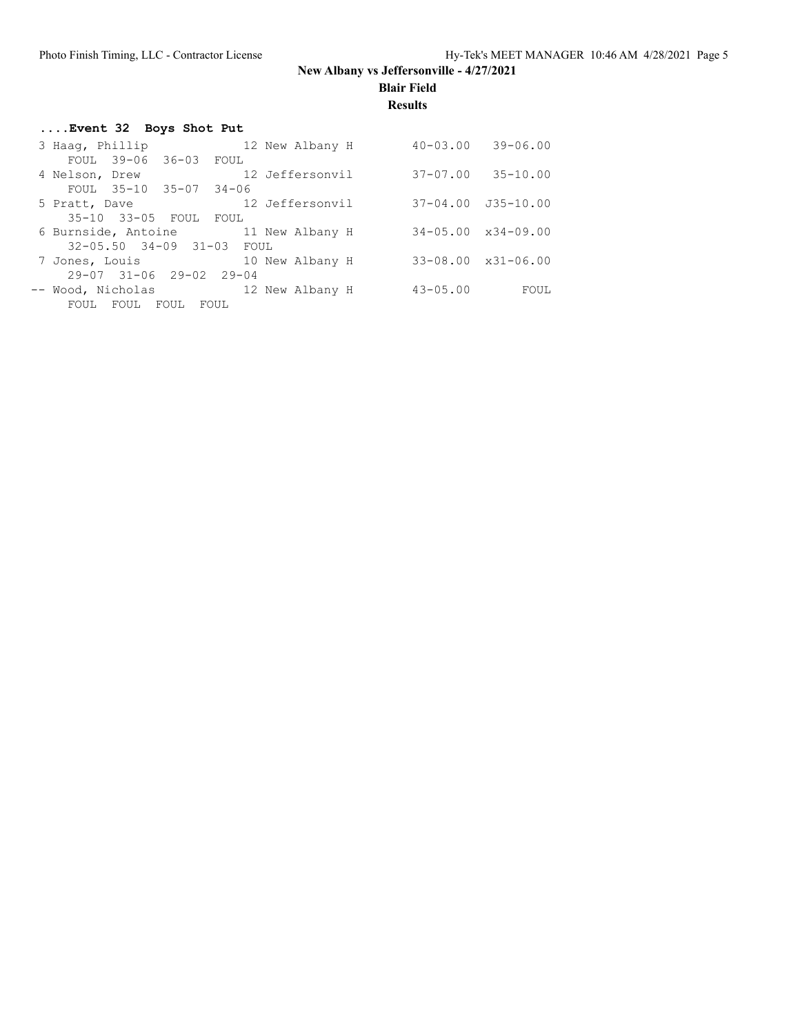**New Albany vs Jeffersonville - 4/27/2021**

**Blair Field**

**Results**

### ....Event 32  Boys Shot Put

```
 3 Haag, Phillip              12 New Albany H        40-03.00   39-06.00
     FOUL  39-06  36-03  FOUL
 4 Nelson, Drew               12 Jeffersonvil        37-07.00   35-10.00
     FOUL  35-10  35-07  34-06
 5 Pratt, Dave                12 Jeffersonvil        37-04.00  J35-10.00
     35-10  33-05  FOUL  FOUL
 6 Burnside, Antoine          11 New Albany H        34-05.00  x34-09.00
     32-05.50  34-09  31-03  FOUL
 7 Jones, Louis               10 New Albany H        33-08.00  x31-06.00
     29-07  31-06  29-02  29-04
-- Wood, Nicholas             12 New Albany H        43-05.00       FOUL
     FOUL  FOUL  FOUL  FOUL
```